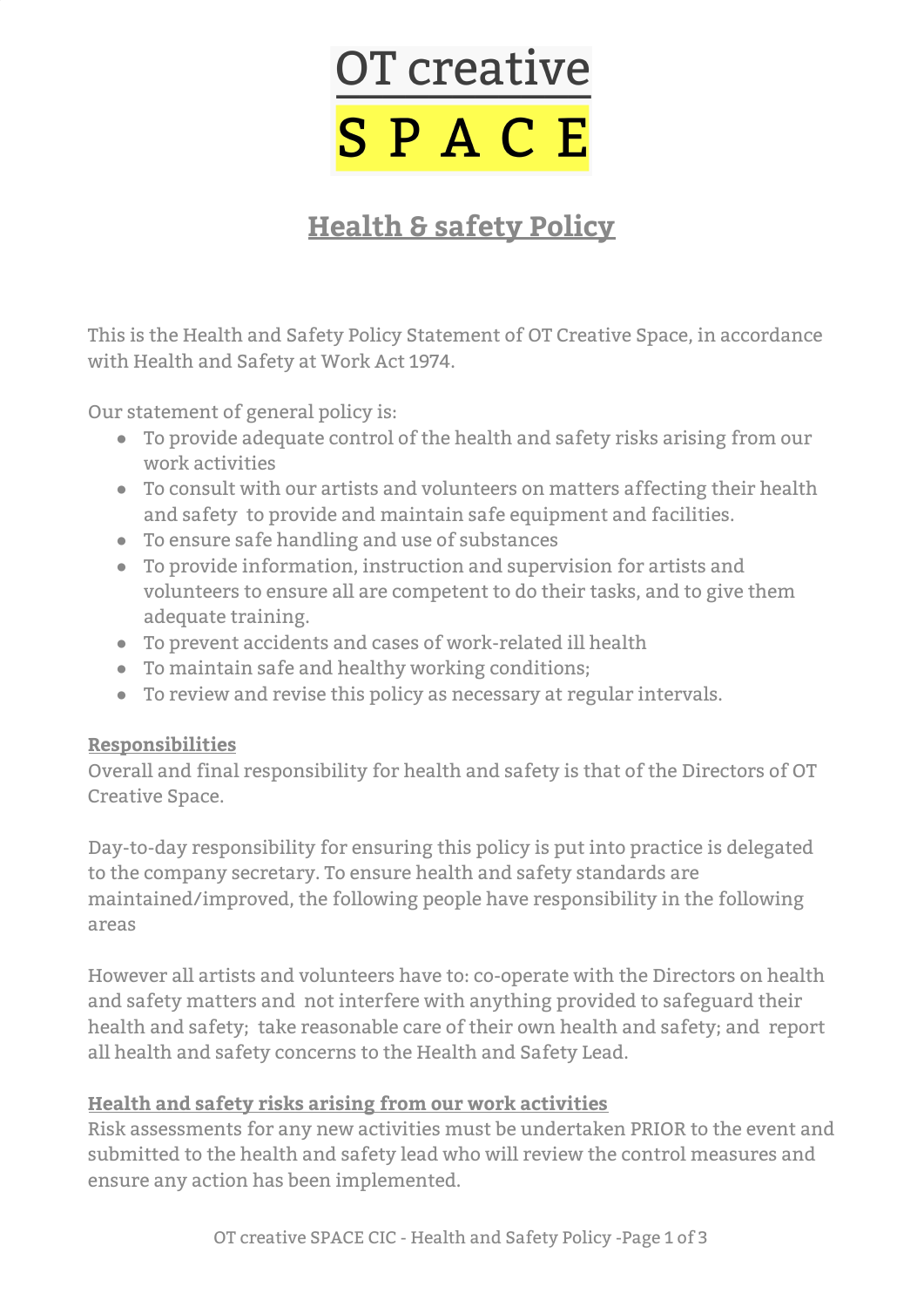# OT creative SPACE

## Health & safety Policy

This is the Health and Safety Policy Statement of OT Creative Space, in accordance with Health and Safety at Work Act 1974.

Our statement of general policy is:

- To provide adequate control of the health and safety risks arising from our work activities
- To consult with our artists and volunteers on matters affecting their health and safety to provide and maintain safe equipment and facilities.
- To ensure safe handling and use of substances
- To provide information, instruction and supervision for artists and volunteers to ensure all are competent to do their tasks, and to give them adequate training.
- To prevent accidents and cases of work-related ill health
- To maintain safe and healthy working conditions;
- To review and revise this policy as necessary at regular intervals.

### Responsibilities

Overall and final responsibility for health and safety is that of the Directors of OT Creative Space.

Day-to-day responsibility for ensuring this policy is put into practice is delegated to the company secretary. To ensure health and safety standards are maintained/improved, the following people have responsibility in the following areas

However all artists and volunteers have to: co-operate with the Directors on health and safety matters and not interfere with anything provided to safeguard their health and safety; take reasonable care of their own health and safety; and report all health and safety concerns to the Health and Safety Lead.

### Health and safety risks arising from our work activities

Risk assessments for any new activities must be undertaken PRIOR to the event and submitted to the health and safety lead who will review the control measures and ensure any action has been implemented.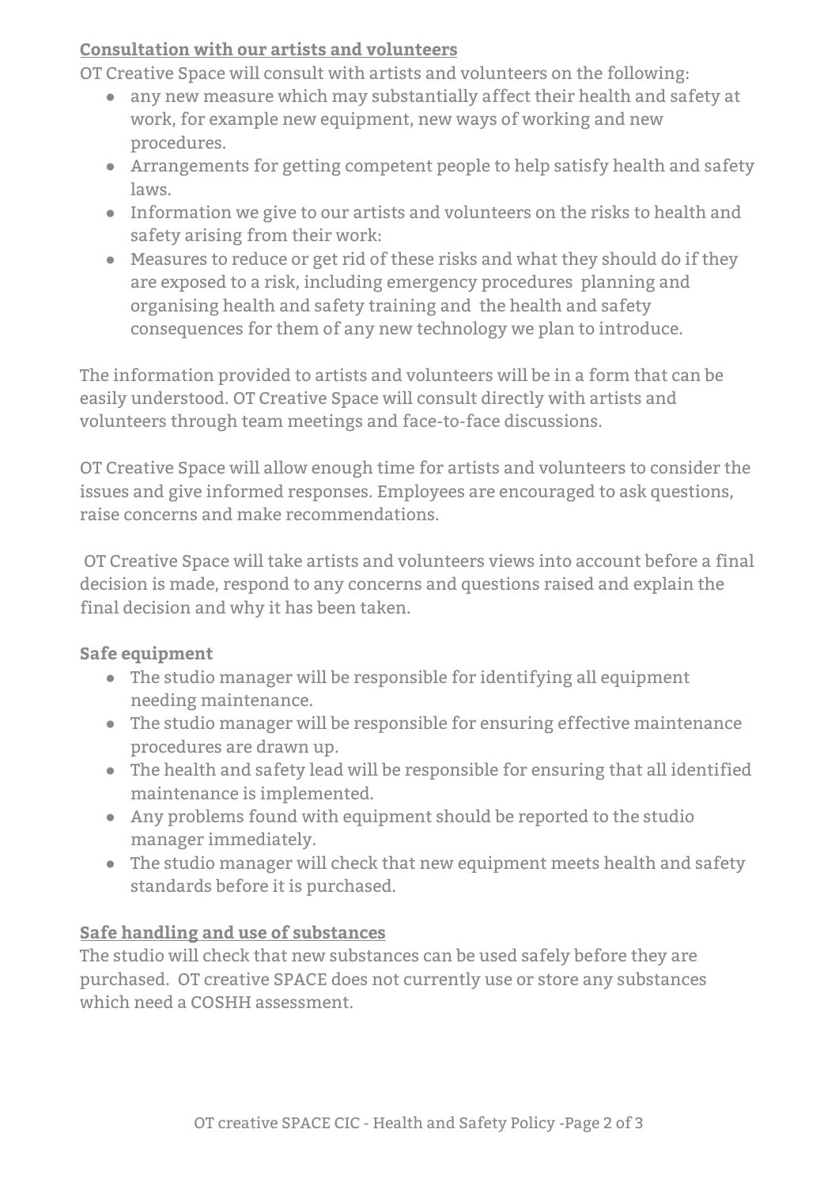## **Consultation with our artists and volunteers**

OT Creative Space will consult with artists and volunteers on the following:

- any new measure which may substantially affect their health and safety at work, for example new equipment, new ways of working and new procedures.
- Arrangements for getting competent people to help satisfy health and safety laws.
- Information we give to our artists and volunteers on the risks to health and safety arising from their work:
- Measures to reduce or get rid of these risks and what they should do if they are exposed to a risk, including emergency procedures planning and organising health and safety training and the health and safety consequences for them of any new technology we plan to introduce.

The information provided to artists and volunteers will be in a form that can be easily understood. OT Creative Space will consult directly with artists and volunteers through team meetings and face-to-face discussions.

OT Creative Space will allow enough time for artists and volunteers to consider the issues and give informed responses. Employees are encouraged to ask questions, raise concerns and make recommendations.

OT Creative Space will take artists and volunteers views into account before a final decision is made, respond to any concerns and questions raised and explain the final decision and why it has been taken.

## **Safe equipment**

- The studio manager will be responsible for identifying all equipment needing maintenance.
- The studio manager will be responsible for ensuring effective maintenance procedures are drawn up.
- The health and safety lead will be responsible for ensuring that all identified maintenance is implemented.
- Any problems found with equipment should be reported to the studio manager immediately.
- The studio manager will check that new equipment meets health and safety standards before it is purchased.

## **Safe handling and use of substances**

The studio will check that new substances can be used safely before they are purchased. OT creative SPACE does not currently use or store any substances which need a COSHH assessment.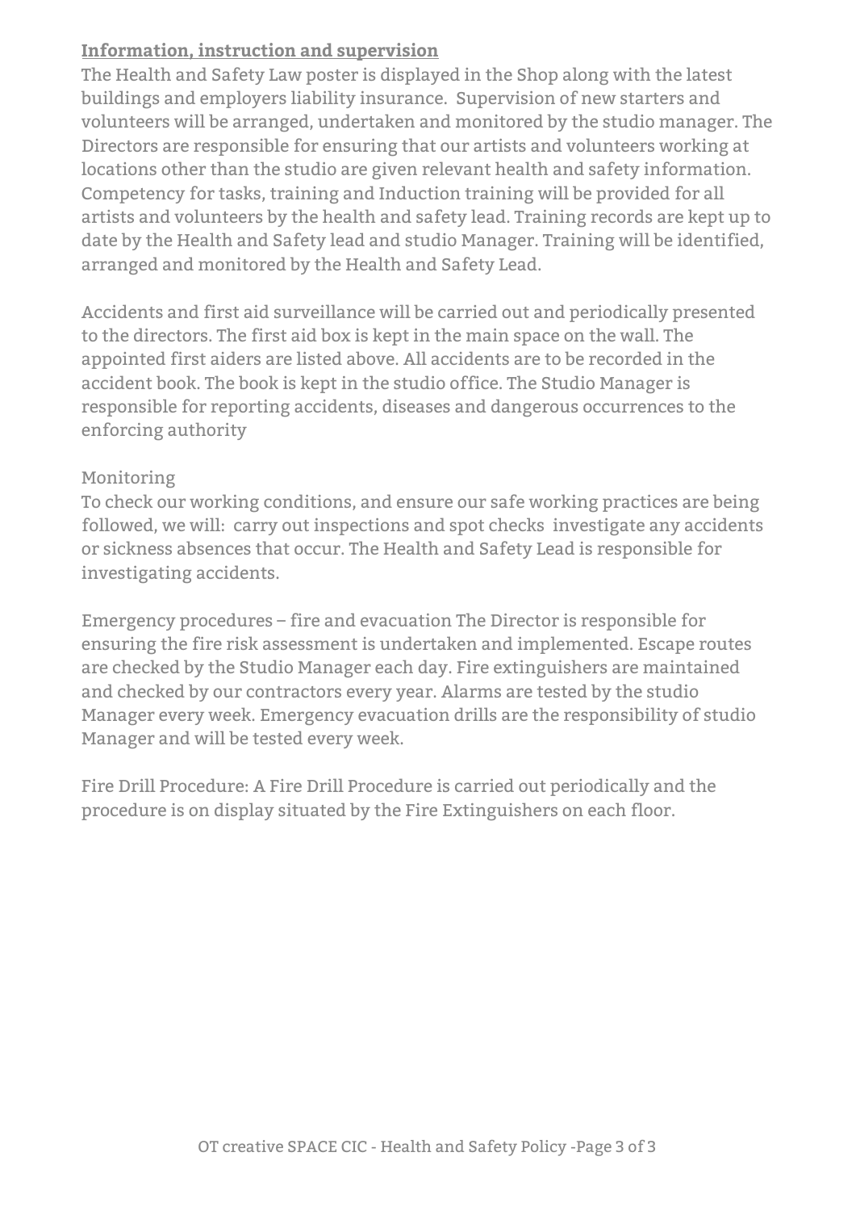**Information, instruction and supervision**

The Health and Safety Law poster is displayed in the Shop along with the latest buildings and employers liability insurance. Supervision of new starters and volunteers will be arranged, undertaken and monitored by the studio manager. The Directors are responsible for ensuring that our artists and volunteers working at locations other than the studio are given relevant health and safety information. Competency for tasks, training and Induction training will be provided for all artists and volunteers by the health and safety lead. Training records are kept up to date by the Health and Safety lead and studio Manager. Training will be identified, arranged and monitored by the Health and Safety Lead.

Accidents and first aid surveillance will be carried out and periodically presented to the directors. The first aid box is kept in the main space on the wall. The appointed first aiders are listed above. All accidents are to be recorded in the accident book. The book is kept in the studio office. The Studio Manager is responsible for reporting accidents, diseases and dangerous occurrences to the enforcing authority

Monitoring

To check our working conditions, and ensure our safe working practices are being followed, we will: carry out inspections and spot checks investigate any accidents or sickness absences that occur. The Health and Safety Lead is responsible for investigating accidents.

Emergency procedures – fire and evacuation The Director is responsible for ensuring the fire risk assessment is undertaken and implemented. Escape routes are checked by the Studio Manager each day. Fire extinguishers are maintained and checked by our contractors every year. Alarms are tested by the studio Manager every week. Emergency evacuation drills are the responsibility of studio Manager and will be tested every week.

Fire Drill Procedure: A Fire Drill Procedure is carried out periodically and the procedure is on display situated by the Fire Extinguishers on each floor.